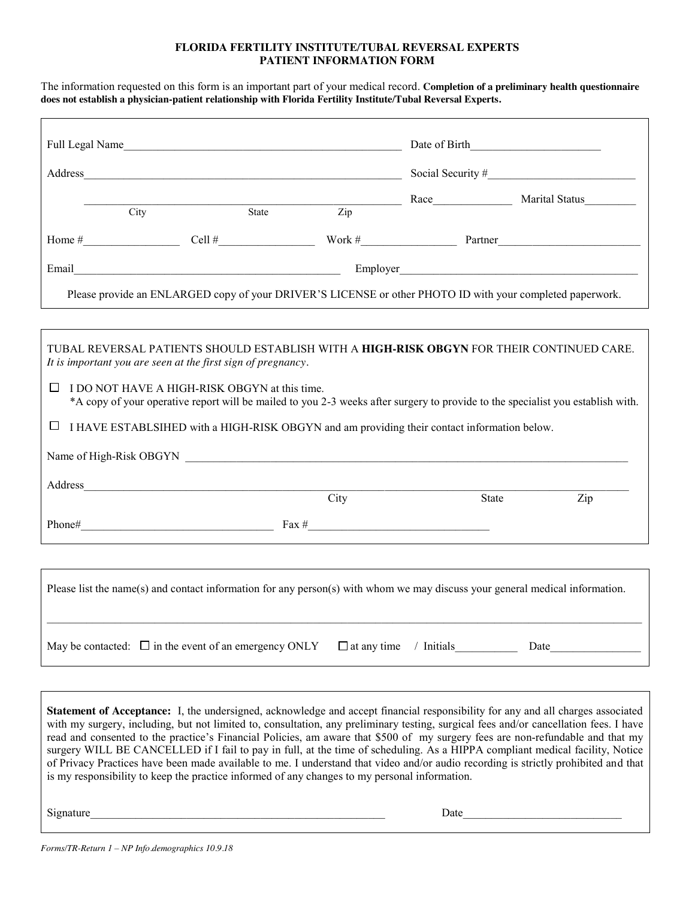**FLORIDA FERTILITY INSTITUTE/TUBAL REVERSAL EXPERTS**
**PATIENT INFORMATION FORM**

The information requested on this form is an important part of your medical record. **Completion of a preliminary health questionnaire does not establish a physician-patient relationship with Florida Fertility Institute/Tubal Reversal Experts.**

Full Legal Name__________________________________________________ Date of Birth_______________________

Address_________________________________________________________ Social Security #__________________________

_______________________________________________________ Race______________ Marital Status_________
City State Zip

Home #_________________ Cell #_________________ Work #________________ Partner_________________________

Email_______________________________________________ Employer__________________________________________

Please provide an ENLARGED copy of your DRIVER'S LICENSE or other PHOTO ID with your completed paperwork.

---

TUBAL REVERSAL PATIENTS SHOULD ESTABLISH WITH A **HIGH-RISK OBGYN** FOR THEIR CONTINUED CARE. *It is important you are seen at the first sign of pregnancy*.

☐ I DO NOT HAVE A HIGH-RISK OBGYN at this time.
*A copy of your operative report will be mailed to you 2-3 weeks after surgery to provide to the specialist you establish with.

☐ I HAVE ESTABLSIHED with a HIGH-RISK OBGYN and am providing their contact information below.

Name of High-Risk OBGYN ______________________________________________________________________________

Address______________________________________________________________________________________________
City State Zip

Phone#_________________________________ Fax #_______________________________

---

Please list the name(s) and contact information for any person(s) with whom we may discuss your general medical information.

_____________________________________________________________________________________________________

May be contacted: ☐ in the event of an emergency ONLY ☐ at any time / Initials__________ Date________________

---

**Statement of Acceptance:** I, the undersigned, acknowledge and accept financial responsibility for any and all charges associated with my surgery, including, but not limited to, consultation, any preliminary testing, surgical fees and/or cancellation fees. I have read and consented to the practice's Financial Policies, am aware that $500 of my surgery fees are non-refundable and that my surgery WILL BE CANCELLED if I fail to pay in full, at the time of scheduling. As a HIPPA compliant medical facility, Notice of Privacy Practices have been made available to me. I understand that video and/or audio recording is strictly prohibited and that is my responsibility to keep the practice informed of any changes to my personal information.

Signature_____________________________________________________ Date_____________________________

*Forms/TR-Return 1 – NP Info.demographics 10.9.18*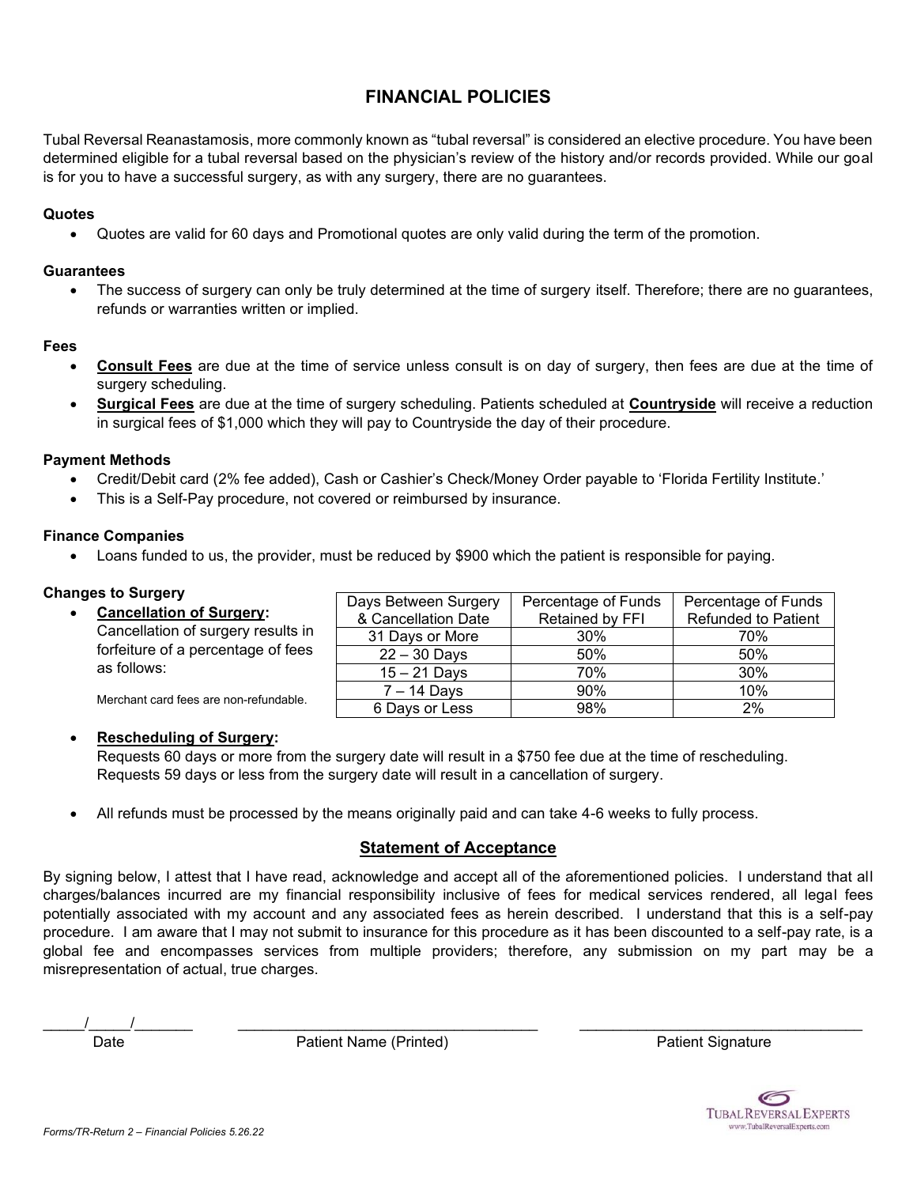# FINANCIAL POLICIES

Tubal Reversal Reanastamosis, more commonly known as "tubal reversal" is considered an elective procedure. You have been determined eligible for a tubal reversal based on the physician's review of the history and/or records provided. While our goal is for you to have a successful surgery, as with any surgery, there are no guarantees.

**Quotes**

- Quotes are valid for 60 days and Promotional quotes are only valid during the term of the promotion.

**Guarantees**

- The success of surgery can only be truly determined at the time of surgery itself. Therefore; there are no guarantees, refunds or warranties written or implied.

**Fees**

- **Consult Fees** are due at the time of service unless consult is on day of surgery, then fees are due at the time of surgery scheduling.
- **Surgical Fees** are due at the time of surgery scheduling. Patients scheduled at **Countryside** will receive a reduction in surgical fees of $1,000 which they will pay to Countryside the day of their procedure.

**Payment Methods**

- Credit/Debit card (2% fee added), Cash or Cashier's Check/Money Order payable to 'Florida Fertility Institute.'
- This is a Self-Pay procedure, not covered or reimbursed by insurance.

**Finance Companies**

- Loans funded to us, the provider, must be reduced by $900 which the patient is responsible for paying.

**Changes to Surgery**

- **Cancellation of Surgery:** Cancellation of surgery results in forfeiture of a percentage of fees as follows:

  Merchant card fees are non-refundable.

| Days Between Surgery & Cancellation Date | Percentage of Funds Retained by FFI | Percentage of Funds Refunded to Patient |
|---|---|---|
| 31 Days or More | 30% | 70% |
| 22 – 30 Days | 50% | 50% |
| 15 – 21 Days | 70% | 30% |
| 7 – 14 Days | 90% | 10% |
| 6 Days or Less | 98% | 2% |

- **Rescheduling of Surgery:**
  Requests 60 days or more from the surgery date will result in a $750 fee due at the time of rescheduling.
  Requests 59 days or less from the surgery date will result in a cancellation of surgery.

- All refunds must be processed by the means originally paid and can take 4-6 weeks to fully process.

## Statement of Acceptance

By signing below, I attest that I have read, acknowledge and accept all of the aforementioned policies. I understand that all charges/balances incurred are my financial responsibility inclusive of fees for medical services rendered, all legal fees potentially associated with my account and any associated fees as herein described. I understand that this is a self-pay procedure. I am aware that I may not submit to insurance for this procedure as it has been discounted to a self-pay rate, is a global fee and encompasses services from multiple providers; therefore, any submission on my part may be a misrepresentation of actual, true charges.

_____/_____/_______ &nbsp;&nbsp;&nbsp; ______________________________________ &nbsp;&nbsp;&nbsp; ____________________________________

Date &nbsp;&nbsp;&nbsp; Patient Name (Printed) &nbsp;&nbsp;&nbsp; Patient Signature

TUBAL REVERSAL EXPERTS
www.TubalReversalExperts.com

Forms/TR-Return 2 – Financial Policies 5.26.22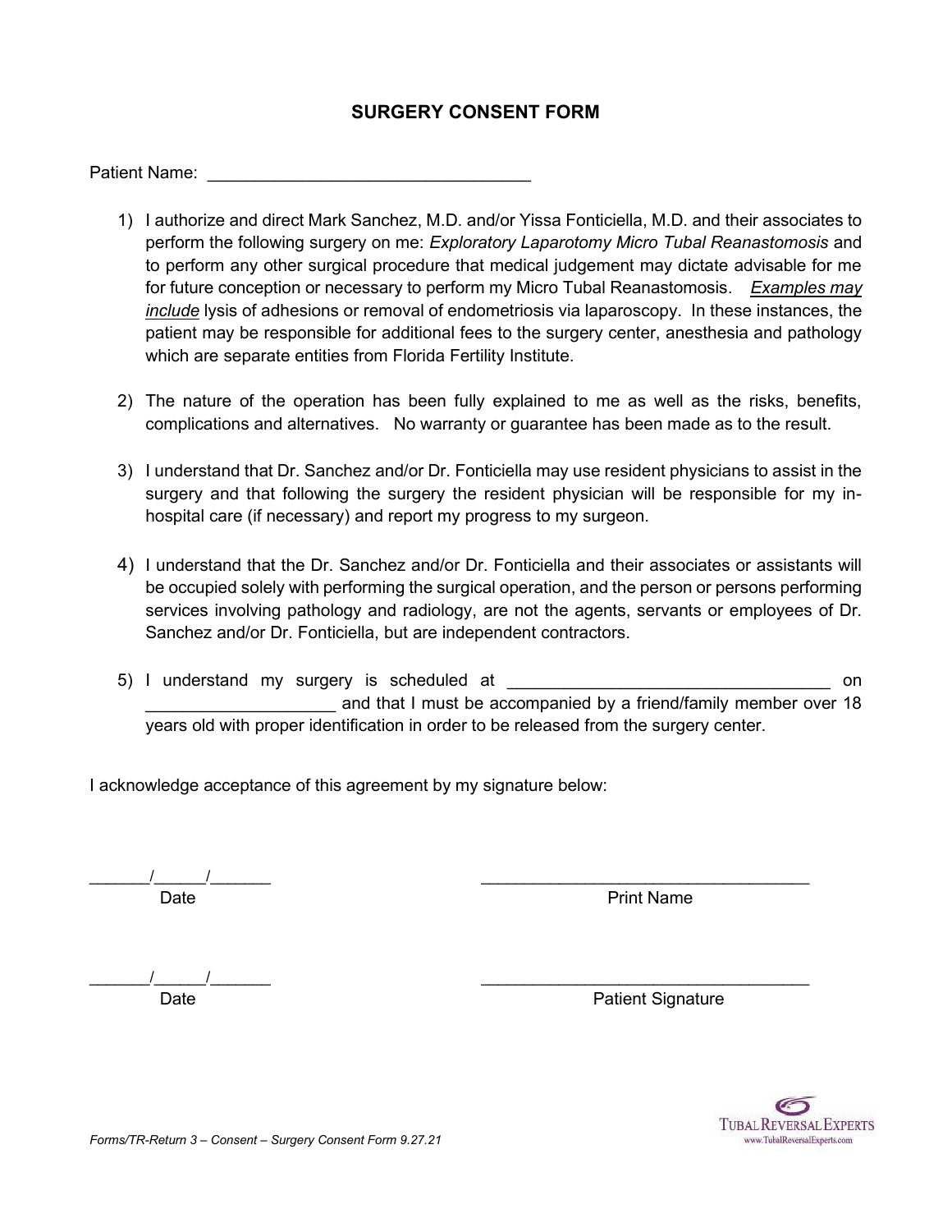# SURGERY CONSENT FORM

Patient Name: ___________________________________

1) I authorize and direct Mark Sanchez, M.D. and/or Yissa Fonticiella, M.D. and their associates to perform the following surgery on me: *Exploratory Laparotomy Micro Tubal Reanastomosis* and to perform any other surgical procedure that medical judgement may dictate advisable for me for future conception or necessary to perform my Micro Tubal Reanastomosis. *Examples may include* lysis of adhesions or removal of endometriosis via laparoscopy. In these instances, the patient may be responsible for additional fees to the surgery center, anesthesia and pathology which are separate entities from Florida Fertility Institute.

2) The nature of the operation has been fully explained to me as well as the risks, benefits, complications and alternatives. No warranty or guarantee has been made as to the result.

3) I understand that Dr. Sanchez and/or Dr. Fonticiella may use resident physicians to assist in the surgery and that following the surgery the resident physician will be responsible for my in-hospital care (if necessary) and report my progress to my surgeon.

4) I understand that the Dr. Sanchez and/or Dr. Fonticiella and their associates or assistants will be occupied solely with performing the surgical operation, and the person or persons performing services involving pathology and radiology, are not the agents, servants or employees of Dr. Sanchez and/or Dr. Fonticiella, but are independent contractors.

5) I understand my surgery is scheduled at ___________________________________ on ____________________ and that I must be accompanied by a friend/family member over 18 years old with proper identification in order to be released from the surgery center.

I acknowledge acceptance of this agreement by my signature below:

_______/______/_______ Date

___________________________________ Print Name

_______/______/_______ Date

___________________________________ Patient Signature

Forms/TR-Return 3 – Consent – Surgery Consent Form 9.27.21

TUBAL REVERSAL EXPERTS
www.TubalReversalExperts.com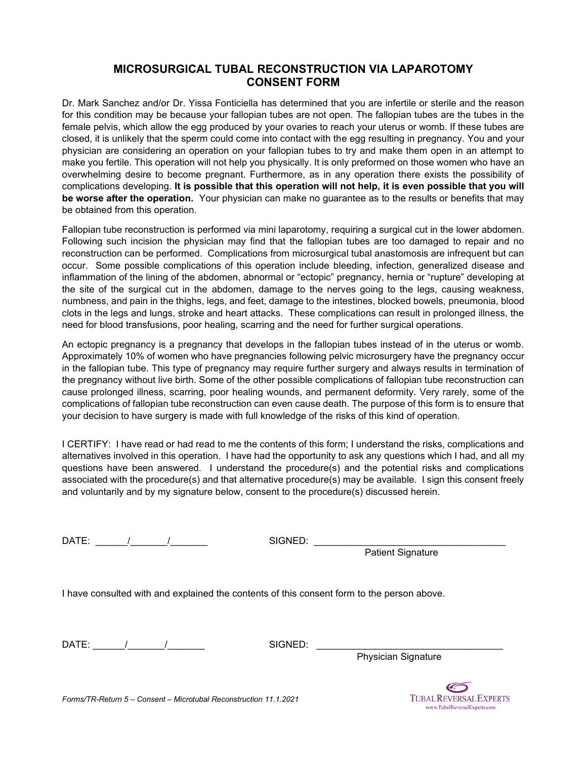# MICROSURGICAL TUBAL RECONSTRUCTION VIA LAPAROTOMY CONSENT FORM

Dr. Mark Sanchez and/or Dr. Yissa Fonticiella has determined that you are infertile or sterile and the reason for this condition may be because your fallopian tubes are not open. The fallopian tubes are the tubes in the female pelvis, which allow the egg produced by your ovaries to reach your uterus or womb. If these tubes are closed, it is unlikely that the sperm could come into contact with the egg resulting in pregnancy. You and your physician are considering an operation on your fallopian tubes to try and make them open in an attempt to make you fertile. This operation will not help you physically. It is only preformed on those women who have an overwhelming desire to become pregnant. Furthermore, as in any operation there exists the possibility of complications developing. **It is possible that this operation will not help, it is even possible that you will be worse after the operation.** Your physician can make no guarantee as to the results or benefits that may be obtained from this operation.

Fallopian tube reconstruction is performed via mini laparotomy, requiring a surgical cut in the lower abdomen. Following such incision the physician may find that the fallopian tubes are too damaged to repair and no reconstruction can be performed. Complications from microsurgical tubal anastomosis are infrequent but can occur. Some possible complications of this operation include bleeding, infection, generalized disease and inflammation of the lining of the abdomen, abnormal or "ectopic" pregnancy, hernia or "rupture" developing at the site of the surgical cut in the abdomen, damage to the nerves going to the legs, causing weakness, numbness, and pain in the thighs, legs, and feet, damage to the intestines, blocked bowels, pneumonia, blood clots in the legs and lungs, stroke and heart attacks. These complications can result in prolonged illness, the need for blood transfusions, poor healing, scarring and the need for further surgical operations.

An ectopic pregnancy is a pregnancy that develops in the fallopian tubes instead of in the uterus or womb. Approximately 10% of women who have pregnancies following pelvic microsurgery have the pregnancy occur in the fallopian tube. This type of pregnancy may require further surgery and always results in termination of the pregnancy without live birth. Some of the other possible complications of fallopian tube reconstruction can cause prolonged illness, scarring, poor healing wounds, and permanent deformity. Very rarely, some of the complications of fallopian tube reconstruction can even cause death. The purpose of this form is to ensure that your decision to have surgery is made with full knowledge of the risks of this kind of operation.

I CERTIFY: I have read or had read to me the contents of this form; I understand the risks, complications and alternatives involved in this operation. I have had the opportunity to ask any questions which I had, and all my questions have been answered. I understand the procedure(s) and the potential risks and complications associated with the procedure(s) and that alternative procedure(s) may be available. I sign this consent freely and voluntarily and by my signature below, consent to the procedure(s) discussed herein.

DATE: ______/_______/_______ SIGNED: ___________________________________
Patient Signature

I have consulted with and explained the contents of this consent form to the person above.

DATE: ______/_______/_______ SIGNED: ___________________________________
Physician Signature

*Forms/TR-Return 5 – Consent – Microtubal Reconstruction 11.1.2021*

TUBAL REVERSAL EXPERTS
www.TubalReversalExperts.com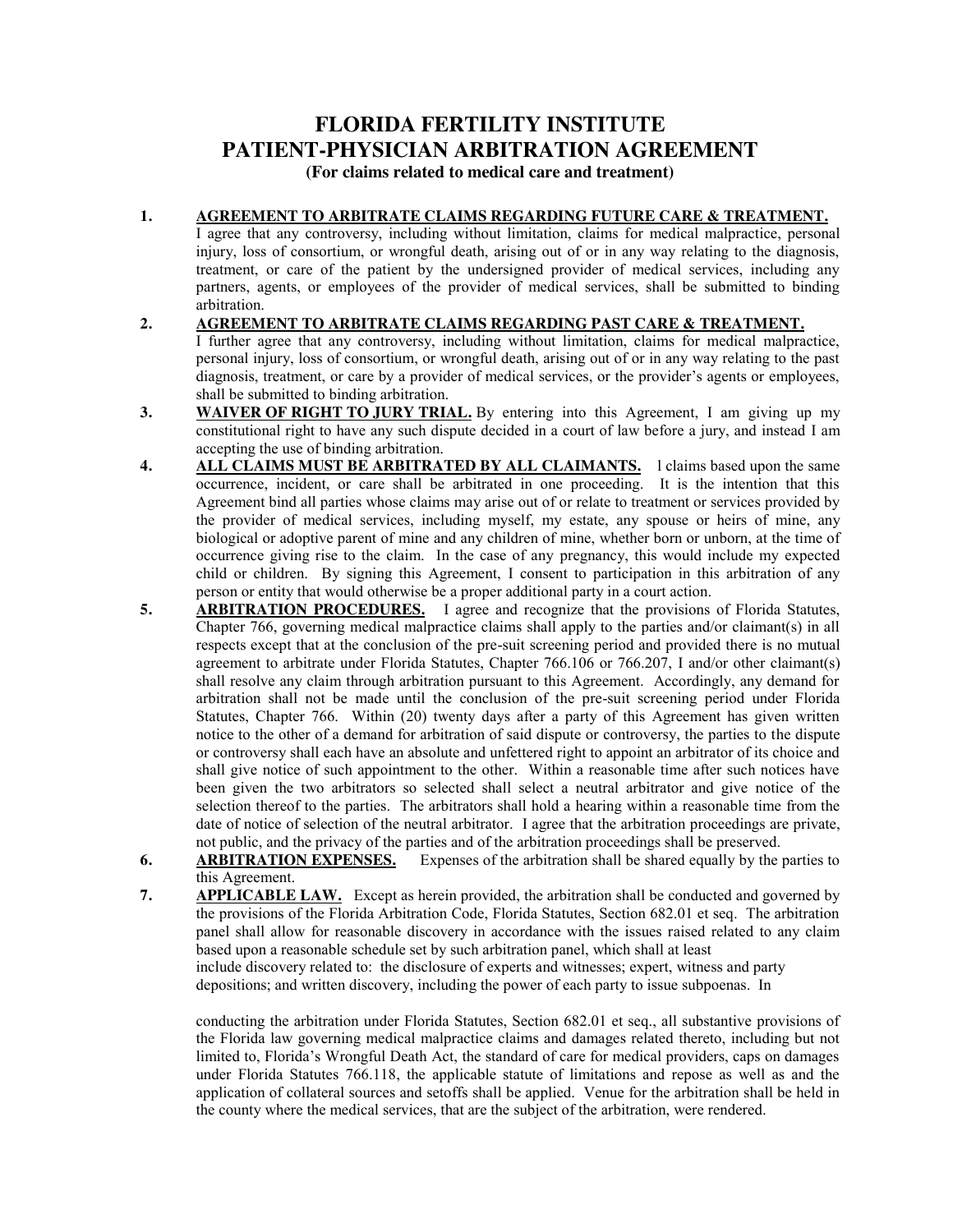# FLORIDA FERTILITY INSTITUTE
# PATIENT-PHYSICIAN ARBITRATION AGREEMENT

**(For claims related to medical care and treatment)**

1. **AGREEMENT TO ARBITRATE CLAIMS REGARDING FUTURE CARE & TREATMENT.** I agree that any controversy, including without limitation, claims for medical malpractice, personal injury, loss of consortium, or wrongful death, arising out of or in any way relating to the diagnosis, treatment, or care of the patient by the undersigned provider of medical services, including any partners, agents, or employees of the provider of medical services, shall be submitted to binding arbitration.

2. **AGREEMENT TO ARBITRATE CLAIMS REGARDING PAST CARE & TREATMENT.** I further agree that any controversy, including without limitation, claims for medical malpractice, personal injury, loss of consortium, or wrongful death, arising out of or in any way relating to the past diagnosis, treatment, or care by a provider of medical services, or the provider's agents or employees, shall be submitted to binding arbitration.

3. **WAIVER OF RIGHT TO JURY TRIAL.** By entering into this Agreement, I am giving up my constitutional right to have any such dispute decided in a court of law before a jury, and instead I am accepting the use of binding arbitration.

4. **ALL CLAIMS MUST BE ARBITRATED BY ALL CLAIMANTS.** l claims based upon the same occurrence, incident, or care shall be arbitrated in one proceeding. It is the intention that this Agreement bind all parties whose claims may arise out of or relate to treatment or services provided by the provider of medical services, including myself, my estate, any spouse or heirs of mine, any biological or adoptive parent of mine and any children of mine, whether born or unborn, at the time of occurrence giving rise to the claim. In the case of any pregnancy, this would include my expected child or children. By signing this Agreement, I consent to participation in this arbitration of any person or entity that would otherwise be a proper additional party in a court action.

5. **ARBITRATION PROCEDURES.** I agree and recognize that the provisions of Florida Statutes, Chapter 766, governing medical malpractice claims shall apply to the parties and/or claimant(s) in all respects except that at the conclusion of the pre-suit screening period and provided there is no mutual agreement to arbitrate under Florida Statutes, Chapter 766.106 or 766.207, I and/or other claimant(s) shall resolve any claim through arbitration pursuant to this Agreement. Accordingly, any demand for arbitration shall not be made until the conclusion of the pre-suit screening period under Florida Statutes, Chapter 766. Within (20) twenty days after a party of this Agreement has given written notice to the other of a demand for arbitration of said dispute or controversy, the parties to the dispute or controversy shall each have an absolute and unfettered right to appoint an arbitrator of its choice and shall give notice of such appointment to the other. Within a reasonable time after such notices have been given the two arbitrators so selected shall select a neutral arbitrator and give notice of the selection thereof to the parties. The arbitrators shall hold a hearing within a reasonable time from the date of notice of selection of the neutral arbitrator. I agree that the arbitration proceedings are private, not public, and the privacy of the parties and of the arbitration proceedings shall be preserved.

6. **ARBITRATION EXPENSES.** Expenses of the arbitration shall be shared equally by the parties to this Agreement.

7. **APPLICABLE LAW.** Except as herein provided, the arbitration shall be conducted and governed by the provisions of the Florida Arbitration Code, Florida Statutes, Section 682.01 et seq. The arbitration panel shall allow for reasonable discovery in accordance with the issues raised related to any claim based upon a reasonable schedule set by such arbitration panel, which shall at least include discovery related to: the disclosure of experts and witnesses; expert, witness and party depositions; and written discovery, including the power of each party to issue subpoenas. In

   conducting the arbitration under Florida Statutes, Section 682.01 et seq., all substantive provisions of the Florida law governing medical malpractice claims and damages related thereto, including but not limited to, Florida's Wrongful Death Act, the standard of care for medical providers, caps on damages under Florida Statutes 766.118, the applicable statute of limitations and repose as well as and the application of collateral sources and setoffs shall be applied. Venue for the arbitration shall be held in the county where the medical services, that are the subject of the arbitration, were rendered.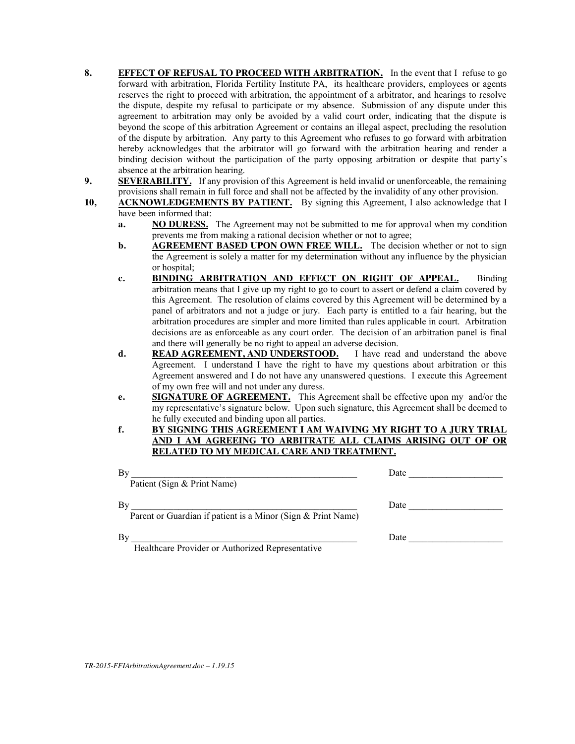**8.** **<u>EFFECT OF REFUSAL TO PROCEED WITH ARBITRATION.</u>** In the event that I refuse to go forward with arbitration, Florida Fertility Institute PA, its healthcare providers, employees or agents reserves the right to proceed with arbitration, the appointment of a arbitrator, and hearings to resolve the dispute, despite my refusal to participate or my absence. Submission of any dispute under this agreement to arbitration may only be avoided by a valid court order, indicating that the dispute is beyond the scope of this arbitration Agreement or contains an illegal aspect, precluding the resolution of the dispute by arbitration. Any party to this Agreement who refuses to go forward with arbitration hereby acknowledges that the arbitrator will go forward with the arbitration hearing and render a binding decision without the participation of the party opposing arbitration or despite that party's absence at the arbitration hearing.

**9.** **<u>SEVERABILITY.</u>** If any provision of this Agreement is held invalid or unenforceable, the remaining provisions shall remain in full force and shall not be affected by the invalidity of any other provision.

**10,** **<u>ACKNOWLEDGEMENTS BY PATIENT.</u>** By signing this Agreement, I also acknowledge that I have been informed that:

- **a.** **<u>NO DURESS.</u>** The Agreement may not be submitted to me for approval when my condition prevents me from making a rational decision whether or not to agree;
- **b.** **<u>AGREEMENT BASED UPON OWN FREE WILL.</u>** The decision whether or not to sign the Agreement is solely a matter for my determination without any influence by the physician or hospital;
- **c.** **<u>BINDING ARBITRATION AND EFFECT ON RIGHT OF APPEAL.</u>** Binding arbitration means that I give up my right to go to court to assert or defend a claim covered by this Agreement. The resolution of claims covered by this Agreement will be determined by a panel of arbitrators and not a judge or jury. Each party is entitled to a fair hearing, but the arbitration procedures are simpler and more limited than rules applicable in court. Arbitration decisions are as enforceable as any court order. The decision of an arbitration panel is final and there will generally be no right to appeal an adverse decision.
- **d.** **<u>READ AGREEMENT, AND UNDERSTOOD.</u>** I have read and understand the above Agreement. I understand I have the right to have my questions about arbitration or this Agreement answered and I do not have any unanswered questions. I execute this Agreement of my own free will and not under any duress.
- **e.** **<u>SIGNATURE OF AGREEMENT.</u>** This Agreement shall be effective upon my and/or the my representative's signature below. Upon such signature, this Agreement shall be deemed to he fully executed and binding upon all parties.
- **f.** **<u>BY SIGNING THIS AGREEMENT I AM WAIVING MY RIGHT TO A JURY TRIAL AND I AM AGREEING TO ARBITRATE ALL CLAIMS ARISING OUT OF OR RELATED TO MY MEDICAL CARE AND TREATMENT.</u>**

By ________________________________________________ Date ____________________
Patient (Sign & Print Name)

By ________________________________________________ Date ____________________
Parent or Guardian if patient is a Minor (Sign & Print Name)

By ________________________________________________ Date ____________________
Healthcare Provider or Authorized Representative

*TR-2015-FFIArbitrationAgreement.doc – 1.19.15*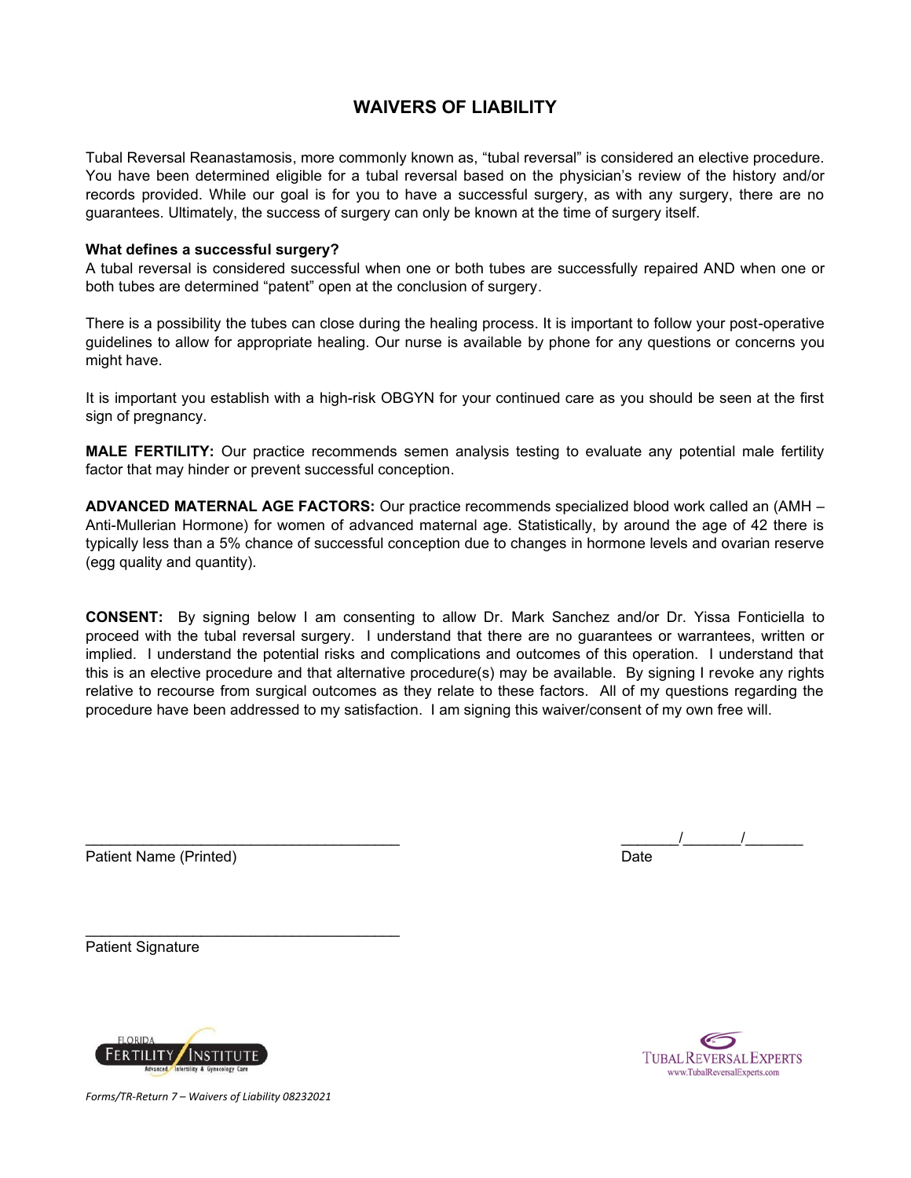# WAIVERS OF LIABILITY

Tubal Reversal Reanastamosis, more commonly known as, "tubal reversal" is considered an elective procedure. You have been determined eligible for a tubal reversal based on the physician's review of the history and/or records provided. While our goal is for you to have a successful surgery, as with any surgery, there are no guarantees. Ultimately, the success of surgery can only be known at the time of surgery itself.

**What defines a successful surgery?**

A tubal reversal is considered successful when one or both tubes are successfully repaired AND when one or both tubes are determined "patent" open at the conclusion of surgery.

There is a possibility the tubes can close during the healing process. It is important to follow your post-operative guidelines to allow for appropriate healing. Our nurse is available by phone for any questions or concerns you might have.

It is important you establish with a high-risk OBGYN for your continued care as you should be seen at the first sign of pregnancy.

**MALE FERTILITY:** Our practice recommends semen analysis testing to evaluate any potential male fertility factor that may hinder or prevent successful conception.

**ADVANCED MATERNAL AGE FACTORS:** Our practice recommends specialized blood work called an (AMH – Anti-Mullerian Hormone) for women of advanced maternal age. Statistically, by around the age of 42 there is typically less than a 5% chance of successful conception due to changes in hormone levels and ovarian reserve (egg quality and quantity).

**CONSENT:** By signing below I am consenting to allow Dr. Mark Sanchez and/or Dr. Yissa Fonticiella to proceed with the tubal reversal surgery. I understand that there are no guarantees or warrantees, written or implied. I understand the potential risks and complications and outcomes of this operation. I understand that this is an elective procedure and that alternative procedure(s) may be available. By signing I revoke any rights relative to recourse from surgical outcomes as they relate to these factors. All of my questions regarding the procedure have been addressed to my satisfaction. I am signing this waiver/consent of my own free will.

______________________________________ _______/_______/_______

Patient Name (Printed) Date

______________________________________

Patient Signature

FLORIDA FERTILITY INSTITUTE — Advanced Infertility & Gynecology Care

TUBAL REVERSAL EXPERTS — www.TubalReversalExperts.com

*Forms/TR-Return 7 – Waivers of Liability 08232021*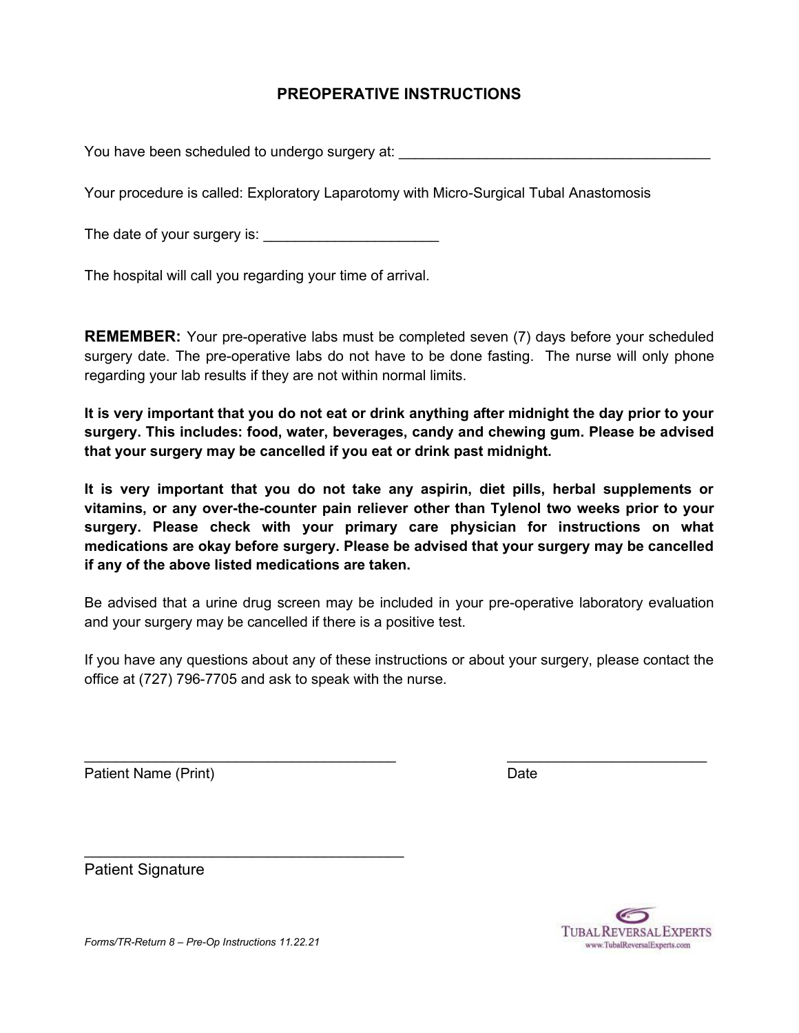# PREOPERATIVE INSTRUCTIONS

You have been scheduled to undergo surgery at: ________________________________________

Your procedure is called: Exploratory Laparotomy with Micro-Surgical Tubal Anastomosis

The date of your surgery is: ______________________

The hospital will call you regarding your time of arrival.

**REMEMBER:** Your pre-operative labs must be completed seven (7) days before your scheduled surgery date. The pre-operative labs do not have to be done fasting. The nurse will only phone regarding your lab results if they are not within normal limits.

**It is very important that you do not eat or drink anything after midnight the day prior to your surgery. This includes: food, water, beverages, candy and chewing gum. Please be advised that your surgery may be cancelled if you eat or drink past midnight.**

**It is very important that you do not take any aspirin, diet pills, herbal supplements or vitamins, or any over-the-counter pain reliever other than Tylenol two weeks prior to your surgery. Please check with your primary care physician for instructions on what medications are okay before surgery. Please be advised that your surgery may be cancelled if any of the above listed medications are taken.**

Be advised that a urine drug screen may be included in your pre-operative laboratory evaluation and your surgery may be cancelled if there is a positive test.

If you have any questions about any of these instructions or about your surgery, please contact the office at (727) 796-7705 and ask to speak with the nurse.

________________________________________ Patient Name (Print)

__________________________ Date

________________________________________ Patient Signature

*Forms/TR-Return 8 – Pre-Op Instructions 11.22.21*

TUBAL REVERSAL EXPERTS
www.TubalReversalExperts.com